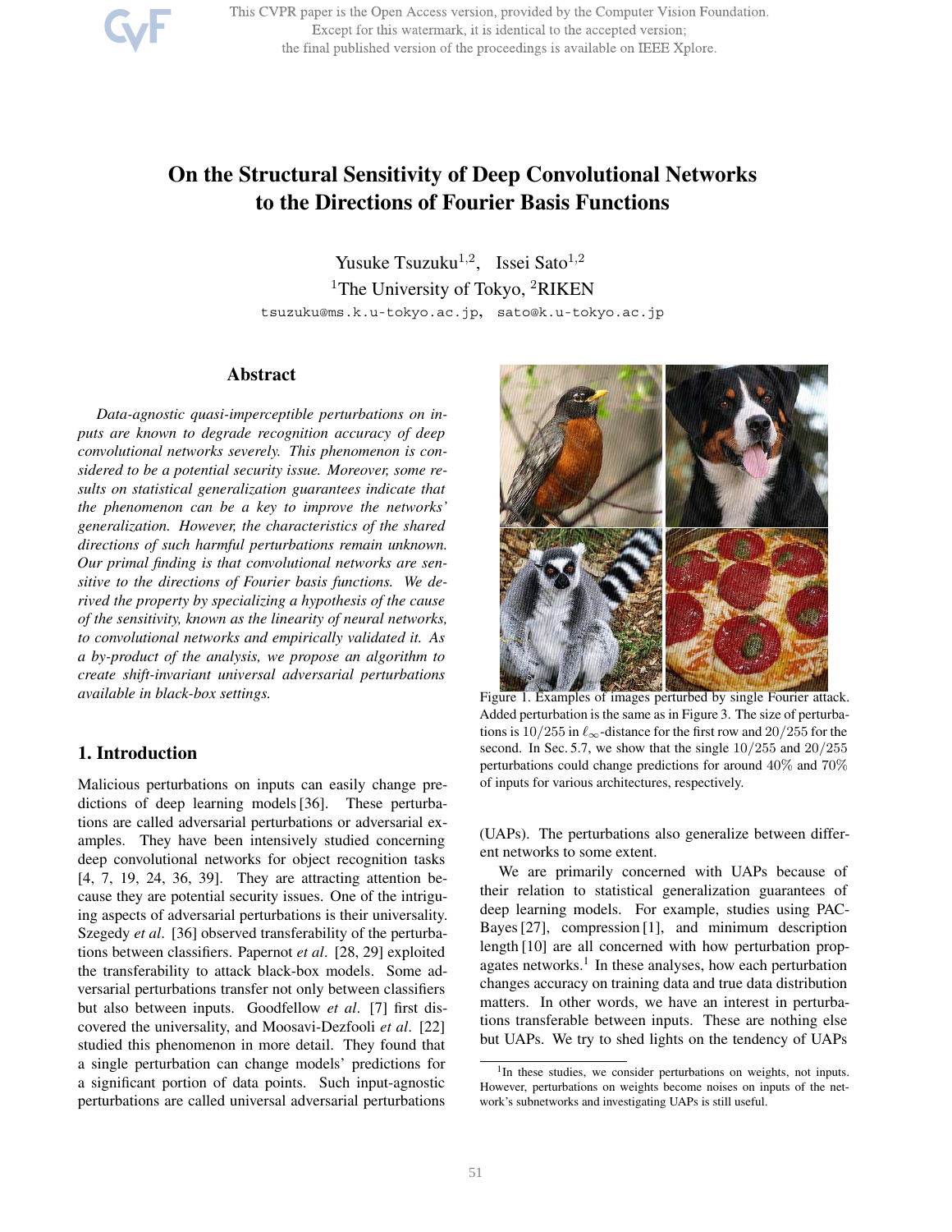# On the Structural Sensitivity of Deep Convolutional Networks to the Directions of Fourier Basis Functions

Yusuke Tsuzuku[1,2], Issei Sato[1,2]

[1]The University of Tokyo, [2]RIKEN

tsuzuku@ms.k.u-tokyo.ac.jp, sato@k.u-tokyo.ac.jp

## Abstract

*Data-agnostic quasi-imperceptible perturbations on inputs are known to degrade recognition accuracy of deep convolutional networks severely. This phenomenon is considered to be a potential security issue. Moreover, some results on statistical generalization guarantees indicate that the phenomenon can be a key to improve the networks' generalization. However, the characteristics of the shared directions of such harmful perturbations remain unknown. Our primal finding is that convolutional networks are sensitive to the directions of Fourier basis functions. We derived the property by specializing a hypothesis of the cause of the sensitivity, known as the linearity of neural networks, to convolutional networks and empirically validated it. As a by-product of the analysis, we propose an algorithm to create shift-invariant universal adversarial perturbations available in black-box settings.*

Figure 1. Examples of images perturbed by single Fourier attack. Added perturbation is the same as in Figure 3. The size of perturbations is $10/255$ in $\ell_\infty$-distance for the first row and $20/255$ for the second. In Sec. 5.7, we show that the single $10/255$ and $20/255$ perturbations could change predictions for around $40\%$ and $70\%$ of inputs for various architectures, respectively.

## 1. Introduction

Malicious perturbations on inputs can easily change predictions of deep learning models [36]. These perturbations are called adversarial perturbations or adversarial examples. They have been intensively studied concerning deep convolutional networks for object recognition tasks [4, 7, 19, 24, 36, 39]. They are attracting attention because they are potential security issues. One of the intriguing aspects of adversarial perturbations is their universality. Szegedy *et al*. [36] observed transferability of the perturbations between classifiers. Papernot *et al*. [28, 29] exploited the transferability to attack black-box models. Some adversarial perturbations transfer not only between classifiers but also between inputs. Goodfellow *et al*. [7] first discovered the universality, and Moosavi-Dezfooli *et al*. [22] studied this phenomenon in more detail. They found that a single perturbation can change models' predictions for a significant portion of data points. Such input-agnostic perturbations are called universal adversarial perturbations (UAPs). The perturbations also generalize between different networks to some extent.

We are primarily concerned with UAPs because of their relation to statistical generalization guarantees of deep learning models. For example, studies using PAC-Bayes [27], compression [1], and minimum description length [10] are all concerned with how perturbation propagates networks.[1] In these analyses, how each perturbation changes accuracy on training data and true data distribution matters. In other words, we have an interest in perturbations transferable between inputs. These are nothing else but UAPs. We try to shed lights on the tendency of UAPs

[1]In these studies, we consider perturbations on weights, not inputs. However, perturbations on weights become noises on inputs of the network's subnetworks and investigating UAPs is still useful.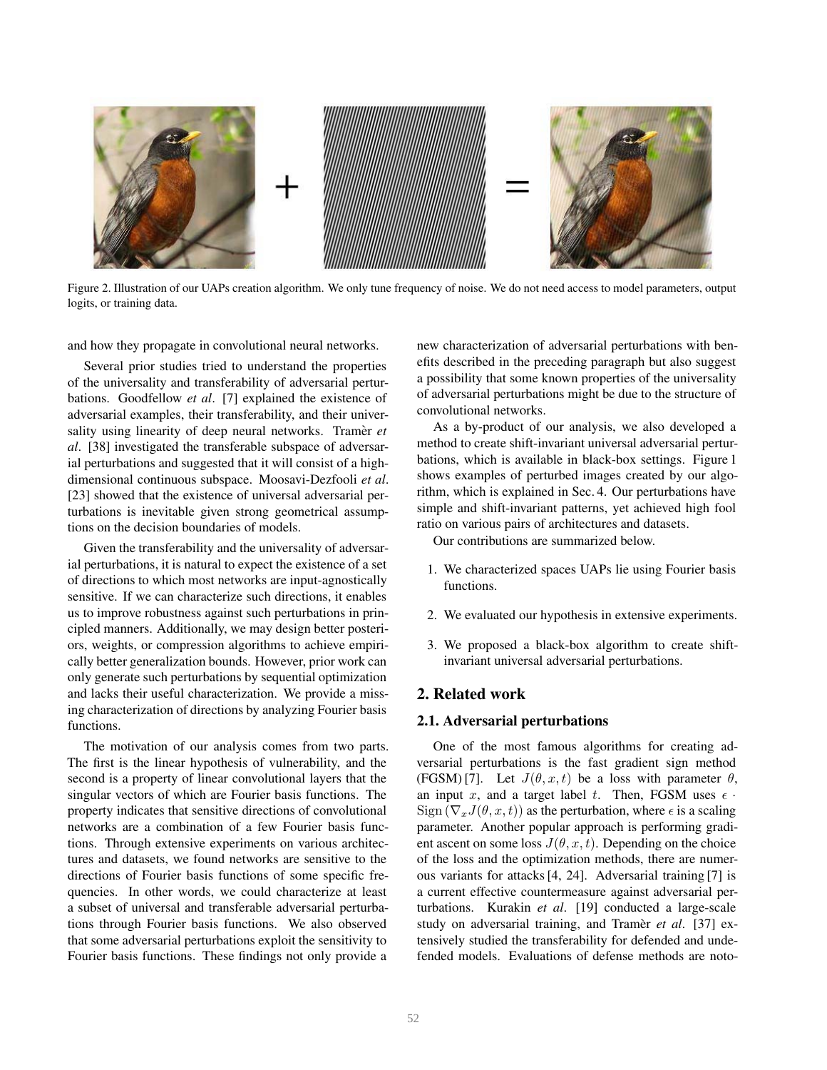Figure 2. Illustration of our UAPs creation algorithm. We only tune frequency of noise. We do not need access to model parameters, output logits, or training data.

and how they propagate in convolutional neural networks.

Several prior studies tried to understand the properties of the universality and transferability of adversarial perturbations. Goodfellow *et al*. [7] explained the existence of adversarial examples, their transferability, and their universality using linearity of deep neural networks. Tramèr *et al*. [38] investigated the transferable subspace of adversarial perturbations and suggested that it will consist of a high-dimensional continuous subspace. Moosavi-Dezfooli *et al*. [23] showed that the existence of universal adversarial perturbations is inevitable given strong geometrical assumptions on the decision boundaries of models.

Given the transferability and the universality of adversarial perturbations, it is natural to expect the existence of a set of directions to which most networks are input-agnostically sensitive. If we can characterize such directions, it enables us to improve robustness against such perturbations in principled manners. Additionally, we may design better posteriors, weights, or compression algorithms to achieve empirically better generalization bounds. However, prior work can only generate such perturbations by sequential optimization and lacks their useful characterization. We provide a missing characterization of directions by analyzing Fourier basis functions.

The motivation of our analysis comes from two parts. The first is the linear hypothesis of vulnerability, and the second is a property of linear convolutional layers that the singular vectors of which are Fourier basis functions. The property indicates that sensitive directions of convolutional networks are a combination of a few Fourier basis functions. Through extensive experiments on various architectures and datasets, we found networks are sensitive to the directions of Fourier basis functions of some specific frequencies. In other words, we could characterize at least a subset of universal and transferable adversarial perturbations through Fourier basis functions. We also observed that some adversarial perturbations exploit the sensitivity to Fourier basis functions. These findings not only provide a new characterization of adversarial perturbations with benefits described in the preceding paragraph but also suggest a possibility that some known properties of the universality of adversarial perturbations might be due to the structure of convolutional networks.

As a by-product of our analysis, we also developed a method to create shift-invariant universal adversarial perturbations, which is available in black-box settings. Figure 1 shows examples of perturbed images created by our algorithm, which is explained in Sec. 4. Our perturbations have simple and shift-invariant patterns, yet achieved high fool ratio on various pairs of architectures and datasets.

Our contributions are summarized below.

1. We characterized spaces UAPs lie using Fourier basis functions.
2. We evaluated our hypothesis in extensive experiments.
3. We proposed a black-box algorithm to create shift-invariant universal adversarial perturbations.

## 2. Related work

### 2.1. Adversarial perturbations

One of the most famous algorithms for creating adversarial perturbations is the fast gradient sign method (FGSM) [7]. Let $J(\theta, x, t)$ be a loss with parameter $\theta$, an input $x$, and a target label $t$. Then, FGSM uses $\epsilon \cdot \mathrm{Sign}\left(\nabla_x J(\theta, x, t)\right)$ as the perturbation, where $\epsilon$ is a scaling parameter. Another popular approach is performing gradient ascent on some loss $J(\theta, x, t)$. Depending on the choice of the loss and the optimization methods, there are numerous variants for attacks [4, 24]. Adversarial training [7] is a current effective countermeasure against adversarial perturbations. Kurakin *et al*. [19] conducted a large-scale study on adversarial training, and Tramèr *et al*. [37] extensively studied the transferability for defended and undefended models. Evaluations of defense methods are noto-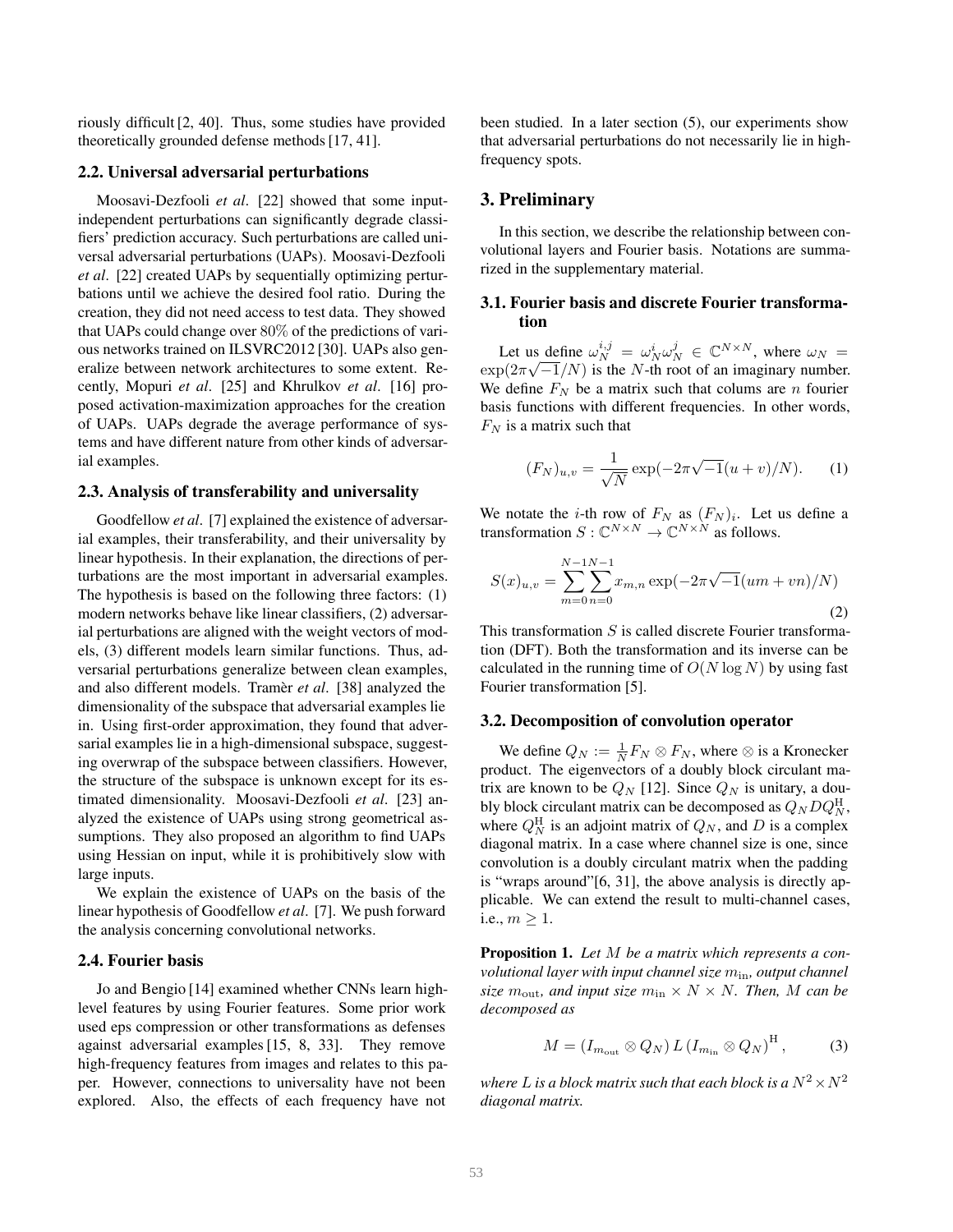riously difficult [2, 40]. Thus, some studies have provided theoretically grounded defense methods [17, 41].

### 2.2. Universal adversarial perturbations

Moosavi-Dezfooli *et al*. [22] showed that some input-independent perturbations can significantly degrade classifiers' prediction accuracy. Such perturbations are called universal adversarial perturbations (UAPs). Moosavi-Dezfooli *et al*. [22] created UAPs by sequentially optimizing perturbations until we achieve the desired fool ratio. During the creation, they did not need access to test data. They showed that UAPs could change over $80\%$ of the predictions of various networks trained on ILSVRC2012 [30]. UAPs also generalize between network architectures to some extent. Recently, Mopuri *et al*. [25] and Khrulkov *et al*. [16] proposed activation-maximization approaches for the creation of UAPs. UAPs degrade the average performance of systems and have different nature from other kinds of adversarial examples.

### 2.3. Analysis of transferability and universality

Goodfellow *et al*. [7] explained the existence of adversarial examples, their transferability, and their universality by linear hypothesis. In their explanation, the directions of perturbations are the most important in adversarial examples. The hypothesis is based on the following three factors: (1) modern networks behave like linear classifiers, (2) adversarial perturbations are aligned with the weight vectors of models, (3) different models learn similar functions. Thus, adversarial perturbations generalize between clean examples, and also different models. Tramèr *et al*. [38] analyzed the dimensionality of the subspace that adversarial examples lie in. Using first-order approximation, they found that adversarial examples lie in a high-dimensional subspace, suggesting overwrap of the subspace between classifiers. However, the structure of the subspace is unknown except for its estimated dimensionality. Moosavi-Dezfooli *et al*. [23] analyzed the existence of UAPs using strong geometrical assumptions. They also proposed an algorithm to find UAPs using Hessian on input, while it is prohibitively slow with large inputs.

We explain the existence of UAPs on the basis of the linear hypothesis of Goodfellow *et al*. [7]. We push forward the analysis concerning convolutional networks.

### 2.4. Fourier basis

Jo and Bengio [14] examined whether CNNs learn high-level features by using Fourier features. Some prior work used eps compression or other transformations as defenses against adversarial examples [15, 8, 33]. They remove high-frequency features from images and relates to this paper. However, connections to universality have not been explored. Also, the effects of each frequency have not been studied. In a later section (5), our experiments show that adversarial perturbations do not necessarily lie in high-frequency spots.

## 3. Preliminary

In this section, we describe the relationship between convolutional layers and Fourier basis. Notations are summarized in the supplementary material.

### 3.1. Fourier basis and discrete Fourier transformation

Let us define $\omega_N^{i,j} = \omega_N^i \omega_N^j \in \mathbb{C}^{N \times N}$, where $\omega_N = \exp(2\pi\sqrt{-1}/N)$ is the $N$-th root of an imaginary number. We define $F_N$ be a matrix such that colums are $n$ fourier basis functions with different frequencies. In other words, $F_N$ is a matrix such that

$$(F_N)_{u,v} = \frac{1}{\sqrt{N}} \exp(-2\pi\sqrt{-1}(u+v)/N). \tag{1}$$

We notate the $i$-th row of $F_N$ as $(F_N)_i$. Let us define a transformation $S : \mathbb{C}^{N \times N} \to \mathbb{C}^{N \times N}$ as follows.

$$S(x)_{u,v} = \sum_{m=0}^{N-1} \sum_{n=0}^{N-1} x_{m,n} \exp(-2\pi\sqrt{-1}(um+vn)/N) \tag{2}$$

This transformation $S$ is called discrete Fourier transformation (DFT). Both the transformation and its inverse can be calculated in the running time of $O(N \log N)$ by using fast Fourier transformation [5].

### 3.2. Decomposition of convolution operator

We define $Q_N := \frac{1}{N} F_N \otimes F_N$, where $\otimes$ is a Kronecker product. The eigenvectors of a doubly block circulant matrix are known to be $Q_N$ [12]. Since $Q_N$ is unitary, a doubly block circulant matrix can be decomposed as $Q_N D Q_N^{\mathrm{H}}$, where $Q_N^{\mathrm{H}}$ is an adjoint matrix of $Q_N$, and $D$ is a complex diagonal matrix. In a case where channel size is one, since convolution is a doubly circulant matrix when the padding is "wraps around"[6, 31], the above analysis is directly applicable. We can extend the result to multi-channel cases, i.e., $m \geq 1$.

**Proposition 1.** *Let $M$ be a matrix which represents a convolutional layer with input channel size $m_{\text{in}}$, output channel size $m_{\text{out}}$, and input size $m_{\text{in}} \times N \times N$. Then, $M$ can be decomposed as*

$$M = (I_{m_{\text{out}}} \otimes Q_N)\, L\, (I_{m_{\text{in}}} \otimes Q_N)^{\mathrm{H}}, \tag{3}$$

*where $L$ is a block matrix such that each block is a $N^2 \times N^2$ diagonal matrix.*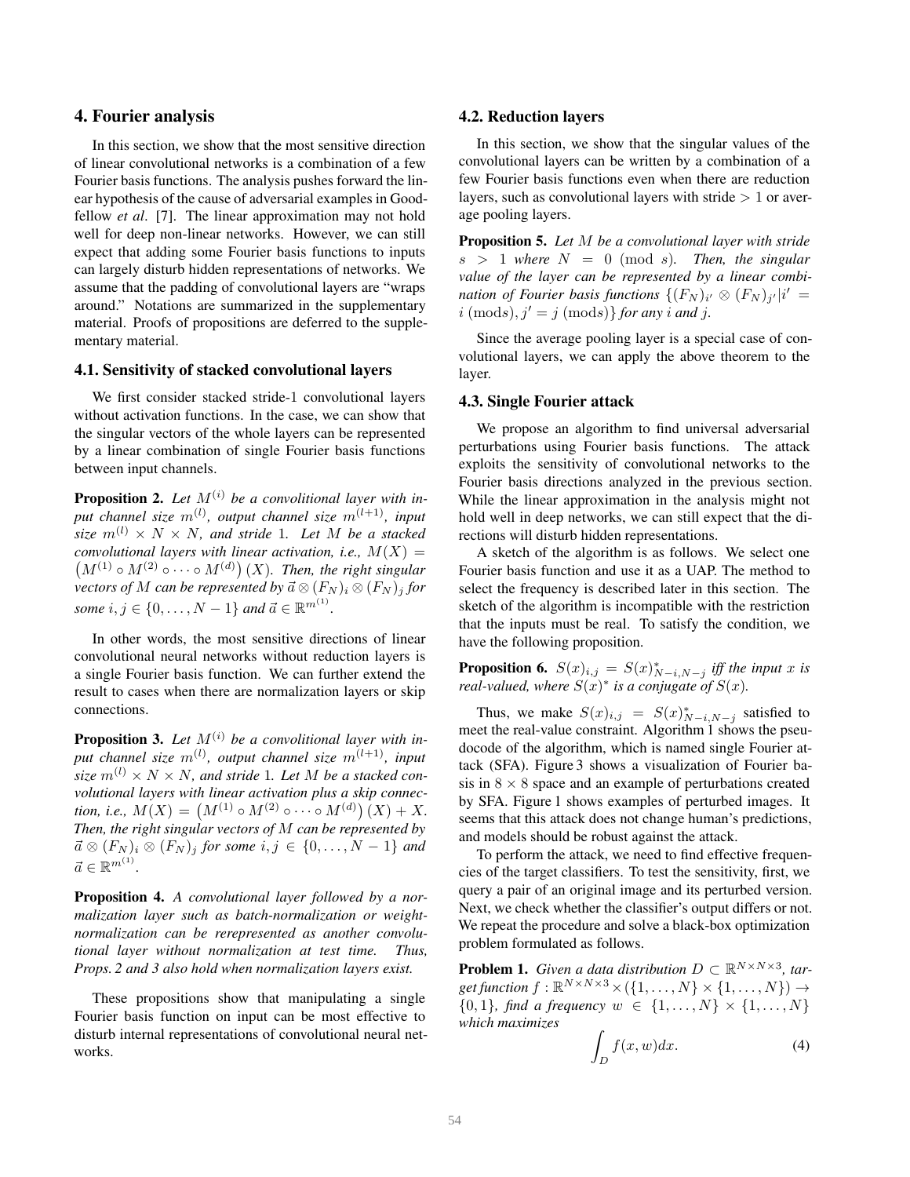## 4. Fourier analysis

In this section, we show that the most sensitive direction of linear convolutional networks is a combination of a few Fourier basis functions. The analysis pushes forward the linear hypothesis of the cause of adversarial examples in Goodfellow *et al*. [7]. The linear approximation may not hold well for deep non-linear networks. However, we can still expect that adding some Fourier basis functions to inputs can largely disturb hidden representations of networks. We assume that the padding of convolutional layers are "wraps around." Notations are summarized in the supplementary material. Proofs of propositions are deferred to the supplementary material.

### 4.1. Sensitivity of stacked convolutional layers

We first consider stacked stride-1 convolutional layers without activation functions. In the case, we can show that the singular vectors of the whole layers can be represented by a linear combination of single Fourier basis functions between input channels.

**Proposition 2.** *Let $M^{(i)}$ be a convolitional layer with input channel size $m^{(l)}$, output channel size $m^{(l+1)}$, input size $m^{(l)} \times N \times N$, and stride 1. Let $M$ be a stacked convolutional layers with linear activation, i.e., $M(X) = \left(M^{(1)} \circ M^{(2)} \circ \cdots \circ M^{(d)}\right)(X)$. Then, the right singular vectors of $M$ can be represented by $\vec{a} \otimes (F_N)_i \otimes (F_N)_j$ for some $i, j \in \{0, \dots, N-1\}$ and $\vec{a} \in \mathbb{R}^{m^{(1)}}$.*

In other words, the most sensitive directions of linear convolutional neural networks without reduction layers is a single Fourier basis function. We can further extend the result to cases when there are normalization layers or skip connections.

**Proposition 3.** *Let $M^{(i)}$ be a convolitional layer with input channel size $m^{(l)}$, output channel size $m^{(l+1)}$, input size $m^{(l)} \times N \times N$, and stride 1. Let $M$ be a stacked convolutional layers with linear activation plus a skip connection, i.e., $M(X) = \left(M^{(1)} \circ M^{(2)} \circ \cdots \circ M^{(d)}\right)(X) + X$. Then, the right singular vectors of $M$ can be represented by $\vec{a} \otimes (F_N)_i \otimes (F_N)_j$ for some $i, j \in \{0, \dots, N-1\}$ and $\vec{a} \in \mathbb{R}^{m^{(1)}}$.*

**Proposition 4.** *A convolutional layer followed by a normalization layer such as batch-normalization or weight-normalization can be rerepresented as another convolutional layer without normalization at test time. Thus, Props. 2 and 3 also hold when normalization layers exist.*

These propositions show that manipulating a single Fourier basis function on input can be most effective to disturb internal representations of convolutional neural networks.

### 4.2. Reduction layers

In this section, we show that the singular values of the convolutional layers can be written by a combination of a few Fourier basis functions even when there are reduction layers, such as convolutional layers with stride $> 1$ or average pooling layers.

**Proposition 5.** *Let $M$ be a convolutional layer with stride $s > 1$ where $N = 0 \pmod{s}$. Then, the singular value of the layer can be represented by a linear combination of Fourier basis functions $\{(F_N)_{i'} \otimes (F_N)_{j'} | i' = i \,(\text{mod} s), j' = j \,(\text{mod} s)\}$ for any $i$ and $j$.*

Since the average pooling layer is a special case of convolutional layers, we can apply the above theorem to the layer.

### 4.3. Single Fourier attack

We propose an algorithm to find universal adversarial perturbations using Fourier basis functions. The attack exploits the sensitivity of convolutional networks to the Fourier basis directions analyzed in the previous section. While the linear approximation in the analysis might not hold well in deep networks, we can still expect that the directions will disturb hidden representations.

A sketch of the algorithm is as follows. We select one Fourier basis function and use it as a UAP. The method to select the frequency is described later in this section. The sketch of the algorithm is incompatible with the restriction that the inputs must be real. To satisfy the condition, we have the following proposition.

**Proposition 6.** *$S(x)_{i,j} = S(x)^*_{N-i,N-j}$ iff the input $x$ is real-valued, where $S(x)^*$ is a conjugate of $S(x)$.*

Thus, we make $S(x)_{i,j} = S(x)^*_{N-i,N-j}$ satisfied to meet the real-value constraint. Algorithm 1 shows the pseudocode of the algorithm, which is named single Fourier attack (SFA). Figure 3 shows a visualization of Fourier basis in $8 \times 8$ space and an example of perturbations created by SFA. Figure 1 shows examples of perturbed images. It seems that this attack does not change human's predictions, and models should be robust against the attack.

To perform the attack, we need to find effective frequencies of the target classifiers. To test the sensitivity, first, we query a pair of an original image and its perturbed version. Next, we check whether the classifier's output differs or not. We repeat the procedure and solve a black-box optimization problem formulated as follows.

**Problem 1.** *Given a data distribution $D \subset \mathbb{R}^{N \times N \times 3}$, target function $f : \mathbb{R}^{N \times N \times 3} \times (\{1, \dots, N\} \times \{1, \dots, N\}) \to \{0, 1\}$, find a frequency $w \in \{1, \dots, N\} \times \{1, \dots, N\}$ which maximizes*

$$\int_D f(x, w) dx. \tag{4}$$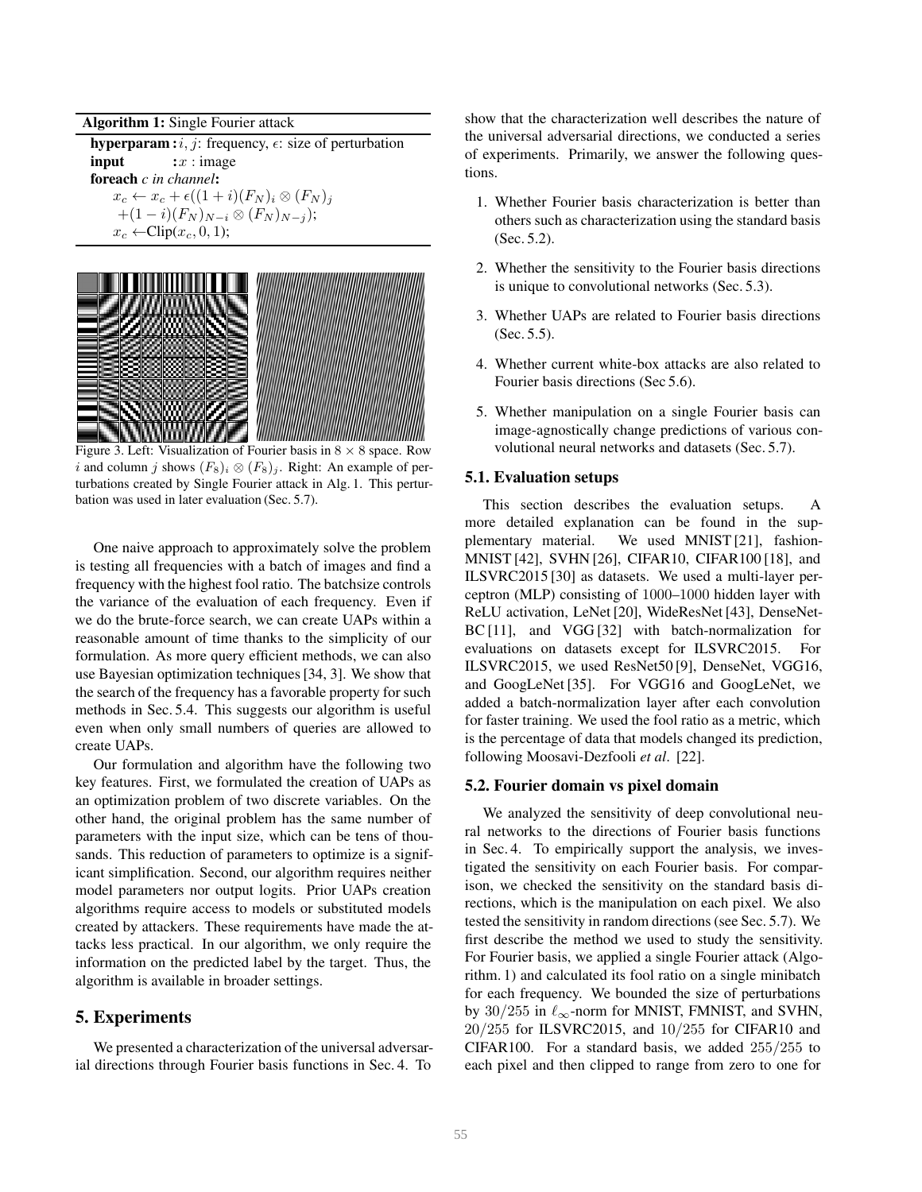**Algorithm 1:** Single Fourier attack

**hyperparam :** $i, j$: frequency, $\epsilon$: size of perturbation
**input :** $x$ : image
**foreach** *c in channel***:**
  $x_c \leftarrow x_c + \epsilon((1+i)(F_N)_i \otimes (F_N)_j$
  $+(1-i)(F_N)_{N-i} \otimes (F_N)_{N-j})$;
  $x_c \leftarrow \text{Clip}(x_c, 0, 1)$;

Figure 3. Left: Visualization of Fourier basis in $8 \times 8$ space. Row $i$ and column $j$ shows $(F_8)_i \otimes (F_8)_j$. Right: An example of perturbations created by Single Fourier attack in Alg. 1. This perturbation was used in later evaluation (Sec. 5.7).

One naive approach to approximately solve the problem is testing all frequencies with a batch of images and find a frequency with the highest fool ratio. The batchsize controls the variance of the evaluation of each frequency. Even if we do the brute-force search, we can create UAPs within a reasonable amount of time thanks to the simplicity of our formulation. As more query efficient methods, we can also use Bayesian optimization techniques [34, 3]. We show that the search of the frequency has a favorable property for such methods in Sec. 5.4. This suggests our algorithm is useful even when only small numbers of queries are allowed to create UAPs.

Our formulation and algorithm have the following two key features. First, we formulated the creation of UAPs as an optimization problem of two discrete variables. On the other hand, the original problem has the same number of parameters with the input size, which can be tens of thousands. This reduction of parameters to optimize is a significant simplification. Second, our algorithm requires neither model parameters nor output logits. Prior UAPs creation algorithms require access to models or substituted models created by attackers. These requirements have made the attacks less practical. In our algorithm, we only require the information on the predicted label by the target. Thus, the algorithm is available in broader settings.

## 5. Experiments

We presented a characterization of the universal adversarial directions through Fourier basis functions in Sec. 4. To show that the characterization well describes the nature of the universal adversarial directions, we conducted a series of experiments. Primarily, we answer the following questions.

1. Whether Fourier basis characterization is better than others such as characterization using the standard basis (Sec. 5.2).
2. Whether the sensitivity to the Fourier basis directions is unique to convolutional networks (Sec. 5.3).
3. Whether UAPs are related to Fourier basis directions (Sec. 5.5).
4. Whether current white-box attacks are also related to Fourier basis directions (Sec 5.6).
5. Whether manipulation on a single Fourier basis can image-agnostically change predictions of various convolutional neural networks and datasets (Sec. 5.7).

### 5.1. Evaluation setups

This section describes the evaluation setups. A more detailed explanation can be found in the supplementary material. We used MNIST [21], fashion-MNIST [42], SVHN [26], CIFAR10, CIFAR100 [18], and ILSVRC2015 [30] as datasets. We used a multi-layer perceptron (MLP) consisting of 1000–1000 hidden layer with ReLU activation, LeNet [20], WideResNet [43], DenseNet-BC [11], and VGG [32] with batch-normalization for evaluations on datasets except for ILSVRC2015. For ILSVRC2015, we used ResNet50 [9], DenseNet, VGG16, and GoogLeNet [35]. For VGG16 and GoogLeNet, we added a batch-normalization layer after each convolution for faster training. We used the fool ratio as a metric, which is the percentage of data that models changed its prediction, following Moosavi-Dezfooli *et al*. [22].

### 5.2. Fourier domain vs pixel domain

We analyzed the sensitivity of deep convolutional neural networks to the directions of Fourier basis functions in Sec. 4. To empirically support the analysis, we investigated the sensitivity on each Fourier basis. For comparison, we checked the sensitivity on the standard basis directions, which is the manipulation on each pixel. We also tested the sensitivity in random directions (see Sec. 5.7). We first describe the method we used to study the sensitivity. For Fourier basis, we applied a single Fourier attack (Algorithm. 1) and calculated its fool ratio on a single minibatch for each frequency. We bounded the size of perturbations by $30/255$ in $\ell_\infty$-norm for MNIST, FMNIST, and SVHN, $20/255$ for ILSVRC2015, and $10/255$ for CIFAR10 and CIFAR100. For a standard basis, we added $255/255$ to each pixel and then clipped to range from zero to one for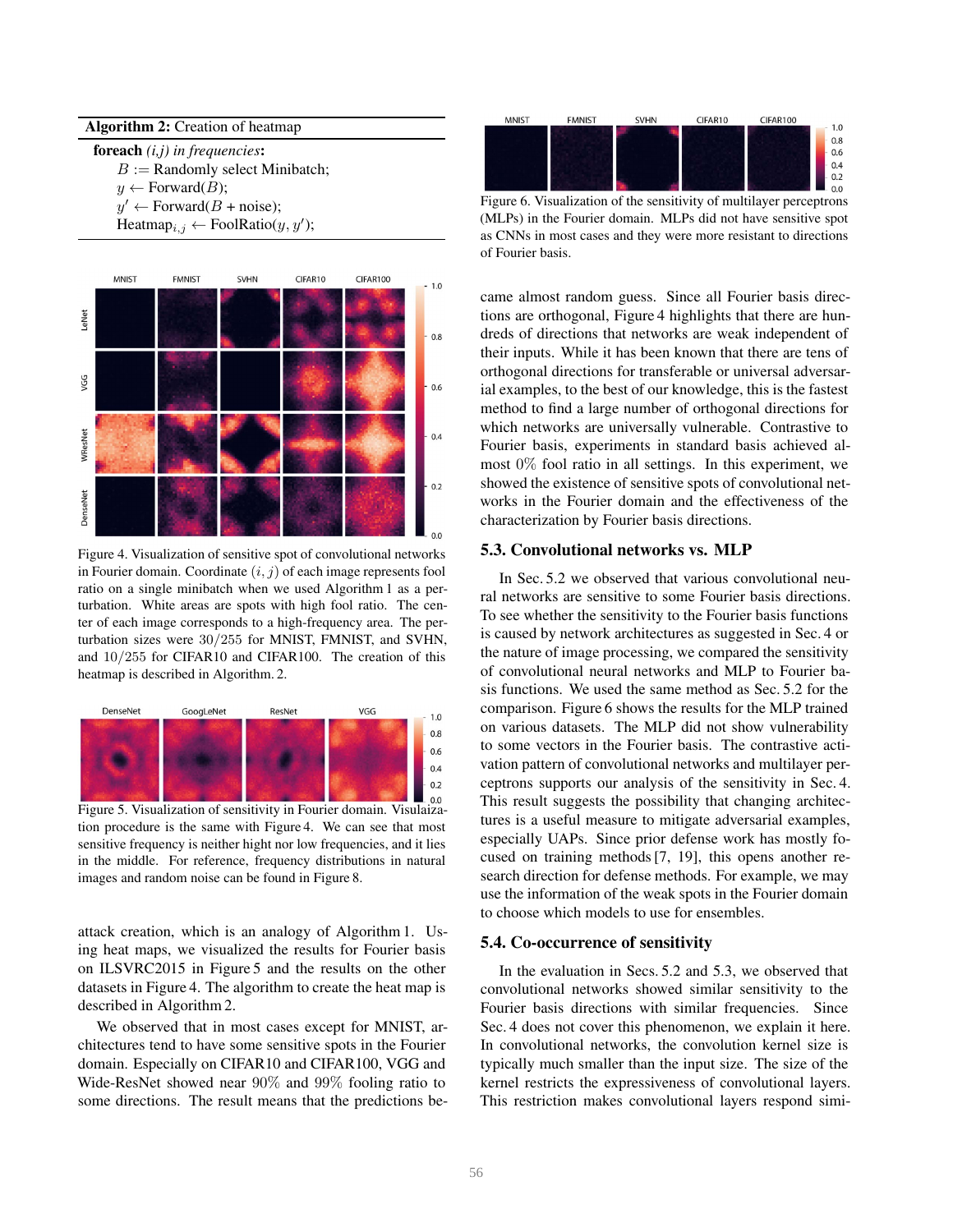**Algorithm 2:** Creation of heatmap

**foreach** *(i,j) in frequencies***:**
  $B :=$ Randomly select Minibatch;
  $y \leftarrow$ Forward($B$);
  $y' \leftarrow$ Forward($B$ + noise);
  Heatmap$_{i,j} \leftarrow$ FoolRatio($y, y'$);

MNIST FMNIST SVHN CIFAR10 CIFAR100
LeNet
VGG
WResNet
DenseNet
1.0
0.8
0.6
0.4
0.2
0.0

Figure 4. Visualization of sensitive spot of convolutional networks in Fourier domain. Coordinate $(i, j)$ of each image represents fool ratio on a single minibatch when we used Algorithm 1 as a perturbation. White areas are spots with high fool ratio. The center of each image corresponds to a high-frequency area. The perturbation sizes were $30/255$ for MNIST, FMNIST, and SVHN, and $10/255$ for CIFAR10 and CIFAR100. The creation of this heatmap is described in Algorithm. 2.

DenseNet GoogLeNet ResNet VGG
1.0
0.8
0.6
0.4
0.2
0.0

Figure 5. Visualization of sensitivity in Fourier domain. Visulaization procedure is the same with Figure 4. We can see that most sensitive frequency is neither hight nor low frequencies, and it lies in the middle. For reference, frequency distributions in natural images and random noise can be found in Figure 8.

attack creation, which is an analogy of Algorithm 1. Using heat maps, we visualized the results for Fourier basis on ILSVRC2015 in Figure 5 and the results on the other datasets in Figure 4. The algorithm to create the heat map is described in Algorithm 2.

We observed that in most cases except for MNIST, architectures tend to have some sensitive spots in the Fourier domain. Especially on CIFAR10 and CIFAR100, VGG and Wide-ResNet showed near $90\%$ and $99\%$ fooling ratio to some directions. The result means that the predictions became almost random guess. Since all Fourier basis directions are orthogonal, Figure 4 highlights that there are hundreds of directions that networks are weak independent of their inputs. While it has been known that there are tens of orthogonal directions for transferable or universal adversarial examples, to the best of our knowledge, this is the fastest method to find a large number of orthogonal directions for which networks are universally vulnerable. Contrastive to Fourier basis, experiments in standard basis achieved almost $0\%$ fool ratio in all settings. In this experiment, we showed the existence of sensitive spots of convolutional networks in the Fourier domain and the effectiveness of the characterization by Fourier basis directions.

MNIST FMNIST SVHN CIFAR10 CIFAR100
1.0
0.8
0.6
0.4
0.2
0.0

Figure 6. Visualization of the sensitivity of multilayer perceptrons (MLPs) in the Fourier domain. MLPs did not have sensitive spot as CNNs in most cases and they were more resistant to directions of Fourier basis.

### 5.3. Convolutional networks vs. MLP

In Sec. 5.2 we observed that various convolutional neural networks are sensitive to some Fourier basis directions. To see whether the sensitivity to the Fourier basis functions is caused by network architectures as suggested in Sec. 4 or the nature of image processing, we compared the sensitivity of convolutional neural networks and MLP to Fourier basis functions. We used the same method as Sec. 5.2 for the comparison. Figure 6 shows the results for the MLP trained on various datasets. The MLP did not show vulnerability to some vectors in the Fourier basis. The contrastive activation pattern of convolutional networks and multilayer perceptrons supports our analysis of the sensitivity in Sec. 4. This result suggests the possibility that changing architectures is a useful measure to mitigate adversarial examples, especially UAPs. Since prior defense work has mostly focused on training methods [7, 19], this opens another research direction for defense methods. For example, we may use the information of the weak spots in the Fourier domain to choose which models to use for ensembles.

### 5.4. Co-occurrence of sensitivity

In the evaluation in Secs. 5.2 and 5.3, we observed that convolutional networks showed similar sensitivity to the Fourier basis directions with similar frequencies. Since Sec. 4 does not cover this phenomenon, we explain it here. In convolutional networks, the convolution kernel size is typically much smaller than the input size. The size of the kernel restricts the expressiveness of convolutional layers. This restriction makes convolutional layers respond simi-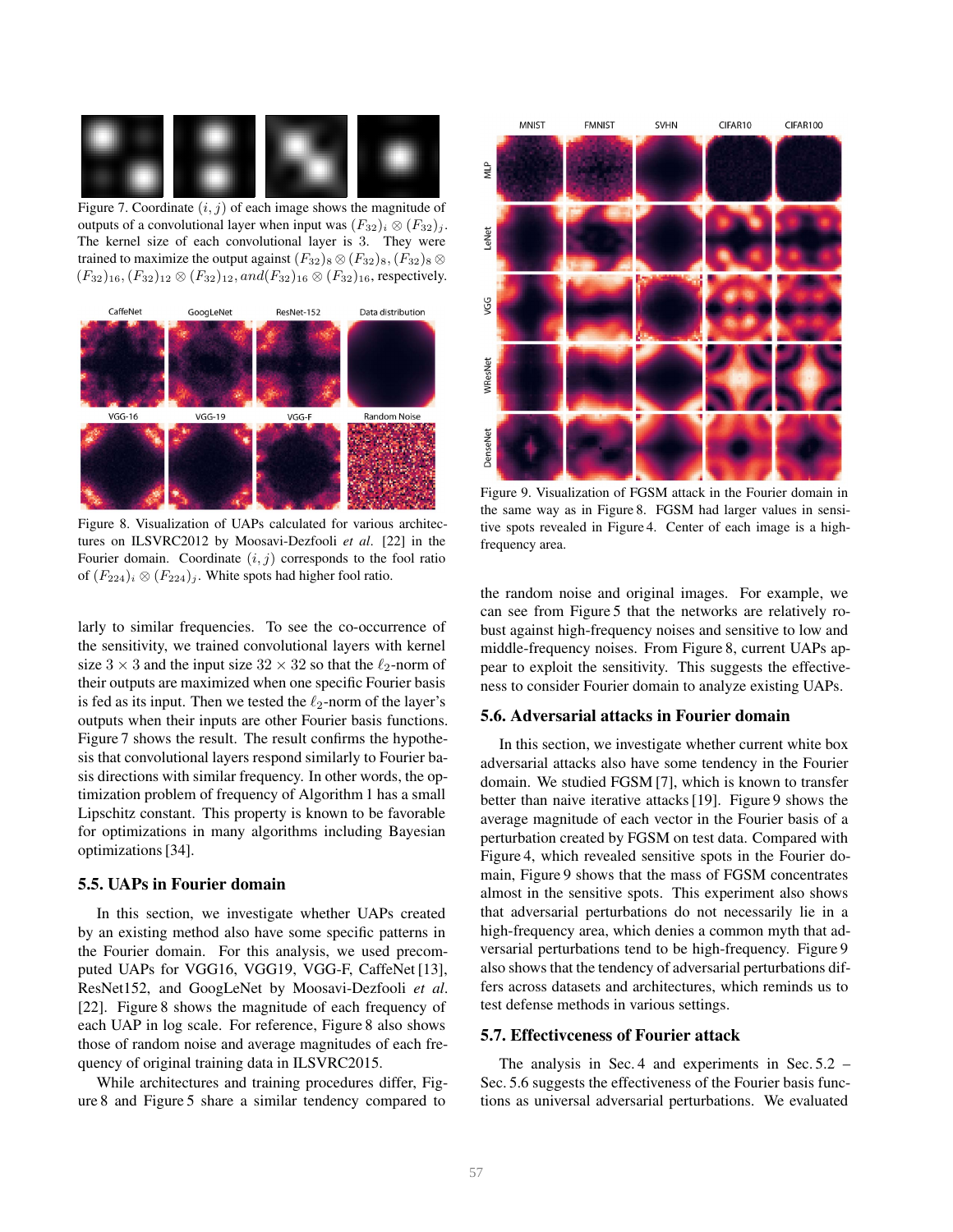Figure 7. Coordinate $(i, j)$ of each image shows the magnitude of outputs of a convolutional layer when input was $(F_{32})_i \otimes (F_{32})_j$. The kernel size of each convolutional layer is 3. They were trained to maximize the output against $(F_{32})_8 \otimes (F_{32})_8, (F_{32})_8 \otimes (F_{32})_{16}, (F_{32})_{12} \otimes (F_{32})_{12}, and (F_{32})_{16} \otimes (F_{32})_{16}$, respectively.

Figure 8. Visualization of UAPs calculated for various architectures on ILSVRC2012 by Moosavi-Dezfooli *et al.* [22] in the Fourier domain. Coordinate $(i, j)$ corresponds to the fool ratio of $(F_{224})_i \otimes (F_{224})_j$. White spots had higher fool ratio.

larly to similar frequencies. To see the co-occurrence of the sensitivity, we trained convolutional layers with kernel size $3 \times 3$ and the input size $32 \times 32$ so that the $\ell_2$-norm of their outputs are maximized when one specific Fourier basis is fed as its input. Then we tested the $\ell_2$-norm of the layer's outputs when their inputs are other Fourier basis functions. Figure 7 shows the result. The result confirms the hypothesis that convolutional layers respond similarly to Fourier basis directions with similar frequency. In other words, the optimization problem of frequency of Algorithm 1 has a small Lipschitz constant. This property is known to be favorable for optimizations in many algorithms including Bayesian optimizations [34].

### 5.5. UAPs in Fourier domain

In this section, we investigate whether UAPs created by an existing method also have some specific patterns in the Fourier domain. For this analysis, we used precomputed UAPs for VGG16, VGG19, VGG-F, CaffeNet [13], ResNet152, and GoogLeNet by Moosavi-Dezfooli *et al.* [22]. Figure 8 shows the magnitude of each frequency of each UAP in log scale. For reference, Figure 8 also shows those of random noise and average magnitudes of each frequency of original training data in ILSVRC2015.

While architectures and training procedures differ, Figure 8 and Figure 5 share a similar tendency compared to the random noise and original images. For example, we can see from Figure 5 that the networks are relatively robust against high-frequency noises and sensitive to low and middle-frequency noises. From Figure 8, current UAPs appear to exploit the sensitivity. This suggests the effectiveness to consider Fourier domain to analyze existing UAPs.

Figure 9. Visualization of FGSM attack in the Fourier domain in the same way as in Figure 8. FGSM had larger values in sensitive spots revealed in Figure 4. Center of each image is a high-frequency area.

### 5.6. Adversarial attacks in Fourier domain

In this section, we investigate whether current white box adversarial attacks also have some tendency in the Fourier domain. We studied FGSM [7], which is known to transfer better than naive iterative attacks [19]. Figure 9 shows the average magnitude of each vector in the Fourier basis of a perturbation created by FGSM on test data. Compared with Figure 4, which revealed sensitive spots in the Fourier domain, Figure 9 shows that the mass of FGSM concentrates almost in the sensitive spots. This experiment also shows that adversarial perturbations do not necessarily lie in a high-frequency area, which denies a common myth that adversarial perturbations tend to be high-frequency. Figure 9 also shows that the tendency of adversarial perturbations differs across datasets and architectures, which reminds us to test defense methods in various settings.

### 5.7. Effectivceness of Fourier attack

The analysis in Sec. 4 and experiments in Sec. 5.2 – Sec. 5.6 suggests the effectiveness of the Fourier basis functions as universal adversarial perturbations. We evaluated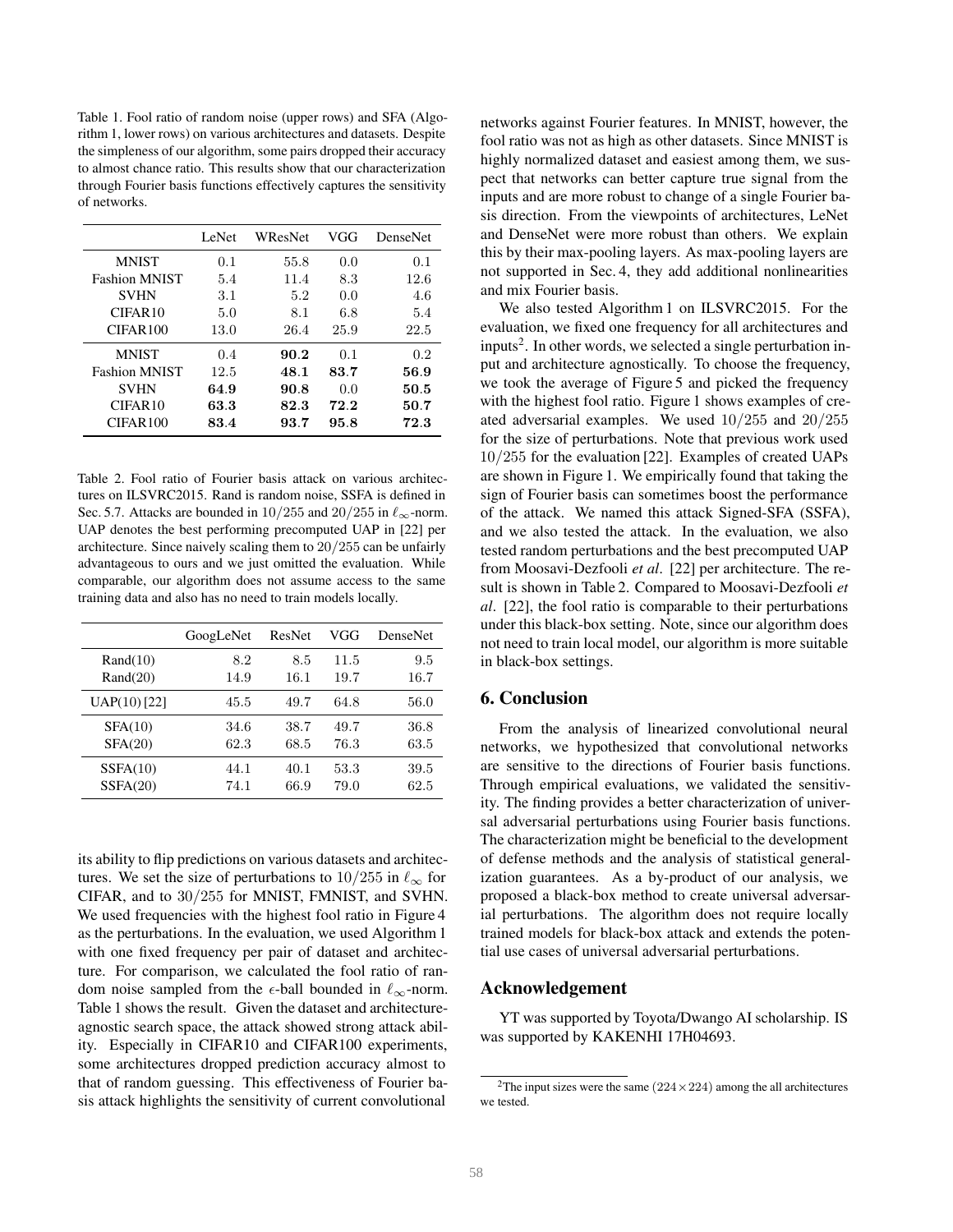Table 1. Fool ratio of random noise (upper rows) and SFA (Algorithm 1, lower rows) on various architectures and datasets. Despite the simpleness of our algorithm, some pairs dropped their accuracy to almost chance ratio. This results show that our characterization through Fourier basis functions effectively captures the sensitivity of networks.

| | LeNet | WResNet | VGG | DenseNet |
|---|---|---|---|---|
| MNIST | 0.1 | 55.8 | 0.0 | 0.1 |
| Fashion MNIST | 5.4 | 11.4 | 8.3 | 12.6 |
| SVHN | 3.1 | 5.2 | 0.0 | 4.6 |
| CIFAR10 | 5.0 | 8.1 | 6.8 | 5.4 |
| CIFAR100 | 13.0 | 26.4 | 25.9 | 22.5 |
| MNIST | 0.4 | **90.2** | 0.1 | 0.2 |
| Fashion MNIST | 12.5 | **48.1** | **83.7** | **56.9** |
| SVHN | **64.9** | **90.8** | 0.0 | **50.5** |
| CIFAR10 | **63.3** | **82.3** | **72.2** | **50.7** |
| CIFAR100 | **83.4** | **93.7** | **95.8** | **72.3** |

Table 2. Fool ratio of Fourier basis attack on various architectures on ILSVRC2015. Rand is random noise, SSFA is defined in Sec. 5.7. Attacks are bounded in $10/255$ and $20/255$ in $\ell_\infty$-norm. UAP denotes the best performing precomputed UAP in [22] per architecture. Since naively scaling them to $20/255$ can be unfairly advantageous to ours and we just omitted the evaluation. While comparable, our algorithm does not assume access to the same training data and also has no need to train models locally.

| | GoogLeNet | ResNet | VGG | DenseNet |
|---|---|---|---|---|
| Rand(10) | 8.2 | 8.5 | 11.5 | 9.5 |
| Rand(20) | 14.9 | 16.1 | 19.7 | 16.7 |
| UAP(10) [22] | 45.5 | 49.7 | 64.8 | 56.0 |
| SFA(10) | 34.6 | 38.7 | 49.7 | 36.8 |
| SFA(20) | 62.3 | 68.5 | 76.3 | 63.5 |
| SSFA(10) | 44.1 | 40.1 | 53.3 | 39.5 |
| SSFA(20) | 74.1 | 66.9 | 79.0 | 62.5 |

its ability to flip predictions on various datasets and architectures. We set the size of perturbations to $10/255$ in $\ell_\infty$ for CIFAR, and to $30/255$ for MNIST, FMNIST, and SVHN. We used frequencies with the highest fool ratio in Figure 4 as the perturbations. In the evaluation, we used Algorithm 1 with one fixed frequency per pair of dataset and architecture. For comparison, we calculated the fool ratio of random noise sampled from the $\epsilon$-ball bounded in $\ell_\infty$-norm. Table 1 shows the result. Given the dataset and architecture-agnostic search space, the attack showed strong attack ability. Especially in CIFAR10 and CIFAR100 experiments, some architectures dropped prediction accuracy almost to that of random guessing. This effectiveness of Fourier basis attack highlights the sensitivity of current convolutional networks against Fourier features. In MNIST, however, the fool ratio was not as high as other datasets. Since MNIST is highly normalized dataset and easiest among them, we suspect that networks can better capture true signal from the inputs and are more robust to change of a single Fourier basis direction. From the viewpoints of architectures, LeNet and DenseNet were more robust than others. We explain this by their max-pooling layers. As max-pooling layers are not supported in Sec. 4, they add additional nonlinearities and mix Fourier basis.

We also tested Algorithm 1 on ILSVRC2015. For the evaluation, we fixed one frequency for all architectures and inputs[2]. In other words, we selected a single perturbation input and architecture agnostically. To choose the frequency, we took the average of Figure 5 and picked the frequency with the highest fool ratio. Figure 1 shows examples of created adversarial examples. We used $10/255$ and $20/255$ for the size of perturbations. Note that previous work used $10/255$ for the evaluation [22]. Examples of created UAPs are shown in Figure 1. We empirically found that taking the sign of Fourier basis can sometimes boost the performance of the attack. We named this attack Signed-SFA (SSFA), and we also tested the attack. In the evaluation, we also tested random perturbations and the best precomputed UAP from Moosavi-Dezfooli *et al*. [22] per architecture. The result is shown in Table 2. Compared to Moosavi-Dezfooli *et al*. [22], the fool ratio is comparable to their perturbations under this black-box setting. Note, since our algorithm does not need to train local model, our algorithm is more suitable in black-box settings.

## 6. Conclusion

From the analysis of linearized convolutional neural networks, we hypothesized that convolutional networks are sensitive to the directions of Fourier basis functions. Through empirical evaluations, we validated the sensitivity. The finding provides a better characterization of universal adversarial perturbations using Fourier basis functions. The characterization might be beneficial to the development of defense methods and the analysis of statistical generalization guarantees. As a by-product of our analysis, we proposed a black-box method to create universal adversarial perturbations. The algorithm does not require locally trained models for black-box attack and extends the potential use cases of universal adversarial perturbations.

## Acknowledgement

YT was supported by Toyota/Dwango AI scholarship. IS was supported by KAKENHI 17H04693.

[2]The input sizes were the same $(224 \times 224)$ among the all architectures we tested.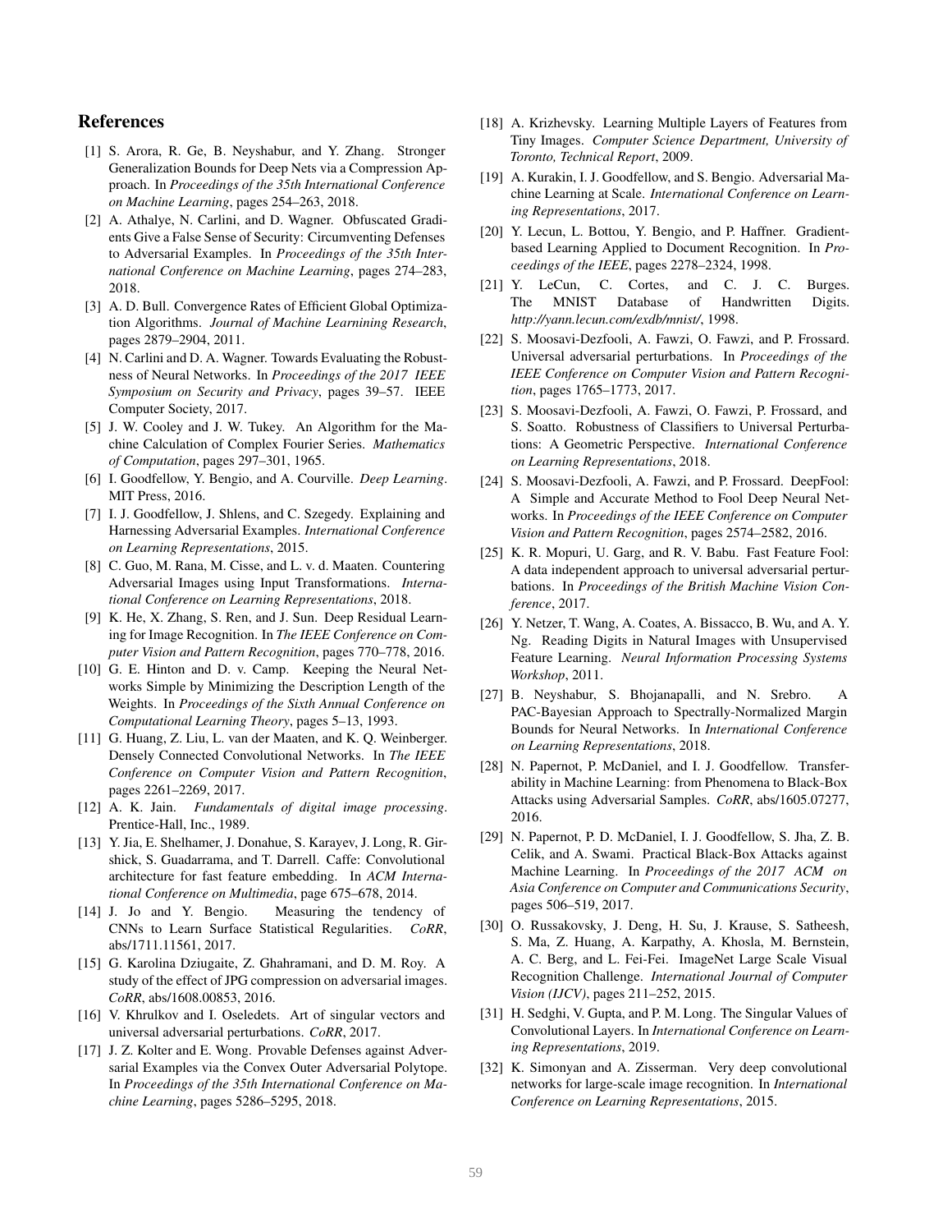## References

[1] S. Arora, R. Ge, B. Neyshabur, and Y. Zhang. Stronger Generalization Bounds for Deep Nets via a Compression Approach. In *Proceedings of the 35th International Conference on Machine Learning*, pages 254–263, 2018.

[2] A. Athalye, N. Carlini, and D. Wagner. Obfuscated Gradients Give a False Sense of Security: Circumventing Defenses to Adversarial Examples. In *Proceedings of the 35th International Conference on Machine Learning*, pages 274–283, 2018.

[3] A. D. Bull. Convergence Rates of Efficient Global Optimization Algorithms. *Journal of Machine Learnining Research*, pages 2879–2904, 2011.

[4] N. Carlini and D. A. Wagner. Towards Evaluating the Robustness of Neural Networks. In *Proceedings of the 2017 IEEE Symposium on Security and Privacy*, pages 39–57. IEEE Computer Society, 2017.

[5] J. W. Cooley and J. W. Tukey. An Algorithm for the Machine Calculation of Complex Fourier Series. *Mathematics of Computation*, pages 297–301, 1965.

[6] I. Goodfellow, Y. Bengio, and A. Courville. *Deep Learning*. MIT Press, 2016.

[7] I. J. Goodfellow, J. Shlens, and C. Szegedy. Explaining and Harnessing Adversarial Examples. *International Conference on Learning Representations*, 2015.

[8] C. Guo, M. Rana, M. Cisse, and L. v. d. Maaten. Countering Adversarial Images using Input Transformations. *International Conference on Learning Representations*, 2018.

[9] K. He, X. Zhang, S. Ren, and J. Sun. Deep Residual Learning for Image Recognition. In *The IEEE Conference on Computer Vision and Pattern Recognition*, pages 770–778, 2016.

[10] G. E. Hinton and D. v. Camp. Keeping the Neural Networks Simple by Minimizing the Description Length of the Weights. In *Proceedings of the Sixth Annual Conference on Computational Learning Theory*, pages 5–13, 1993.

[11] G. Huang, Z. Liu, L. van der Maaten, and K. Q. Weinberger. Densely Connected Convolutional Networks. In *The IEEE Conference on Computer Vision and Pattern Recognition*, pages 2261–2269, 2017.

[12] A. K. Jain. *Fundamentals of digital image processing*. Prentice-Hall, Inc., 1989.

[13] Y. Jia, E. Shelhamer, J. Donahue, S. Karayev, J. Long, R. Girshick, S. Guadarrama, and T. Darrell. Caffe: Convolutional architecture for fast feature embedding. In *ACM International Conference on Multimedia*, page 675–678, 2014.

[14] J. Jo and Y. Bengio. Measuring the tendency of CNNs to Learn Surface Statistical Regularities. *CoRR*, abs/1711.11561, 2017.

[15] G. Karolina Dziugaite, Z. Ghahramani, and D. M. Roy. A study of the effect of JPG compression on adversarial images. *CoRR*, abs/1608.00853, 2016.

[16] V. Khrulkov and I. Oseledets. Art of singular vectors and universal adversarial perturbations. *CoRR*, 2017.

[17] J. Z. Kolter and E. Wong. Provable Defenses against Adversarial Examples via the Convex Outer Adversarial Polytope. In *Proceedings of the 35th International Conference on Machine Learning*, pages 5286–5295, 2018.

[18] A. Krizhevsky. Learning Multiple Layers of Features from Tiny Images. *Computer Science Department, University of Toronto, Technical Report*, 2009.

[19] A. Kurakin, I. J. Goodfellow, and S. Bengio. Adversarial Machine Learning at Scale. *International Conference on Learning Representations*, 2017.

[20] Y. Lecun, L. Bottou, Y. Bengio, and P. Haffner. Gradient-based Learning Applied to Document Recognition. In *Proceedings of the IEEE*, pages 2278–2324, 1998.

[21] Y. LeCun, C. Cortes, and C. J. C. Burges. The MNIST Database of Handwritten Digits. *http://yann.lecun.com/exdb/mnist/*, 1998.

[22] S. Moosavi-Dezfooli, A. Fawzi, O. Fawzi, and P. Frossard. Universal adversarial perturbations. In *Proceedings of the IEEE Conference on Computer Vision and Pattern Recognition*, pages 1765–1773, 2017.

[23] S. Moosavi-Dezfooli, A. Fawzi, O. Fawzi, P. Frossard, and S. Soatto. Robustness of Classifiers to Universal Perturbations: A Geometric Perspective. *International Conference on Learning Representations*, 2018.

[24] S. Moosavi-Dezfooli, A. Fawzi, and P. Frossard. DeepFool: A Simple and Accurate Method to Fool Deep Neural Networks. In *Proceedings of the IEEE Conference on Computer Vision and Pattern Recognition*, pages 2574–2582, 2016.

[25] K. R. Mopuri, U. Garg, and R. V. Babu. Fast Feature Fool: A data independent approach to universal adversarial perturbations. In *Proceedings of the British Machine Vision Conference*, 2017.

[26] Y. Netzer, T. Wang, A. Coates, A. Bissacco, B. Wu, and A. Y. Ng. Reading Digits in Natural Images with Unsupervised Feature Learning. *Neural Information Processing Systems Workshop*, 2011.

[27] B. Neyshabur, S. Bhojanapalli, and N. Srebro. A PAC-Bayesian Approach to Spectrally-Normalized Margin Bounds for Neural Networks. In *International Conference on Learning Representations*, 2018.

[28] N. Papernot, P. McDaniel, and I. J. Goodfellow. Transferability in Machine Learning: from Phenomena to Black-Box Attacks using Adversarial Samples. *CoRR*, abs/1605.07277, 2016.

[29] N. Papernot, P. D. McDaniel, I. J. Goodfellow, S. Jha, Z. B. Celik, and A. Swami. Practical Black-Box Attacks against Machine Learning. In *Proceedings of the 2017 ACM on Asia Conference on Computer and Communications Security*, pages 506–519, 2017.

[30] O. Russakovsky, J. Deng, H. Su, J. Krause, S. Satheesh, S. Ma, Z. Huang, A. Karpathy, A. Khosla, M. Bernstein, A. C. Berg, and L. Fei-Fei. ImageNet Large Scale Visual Recognition Challenge. *International Journal of Computer Vision (IJCV)*, pages 211–252, 2015.

[31] H. Sedghi, V. Gupta, and P. M. Long. The Singular Values of Convolutional Layers. In *International Conference on Learning Representations*, 2019.

[32] K. Simonyan and A. Zisserman. Very deep convolutional networks for large-scale image recognition. In *International Conference on Learning Representations*, 2015.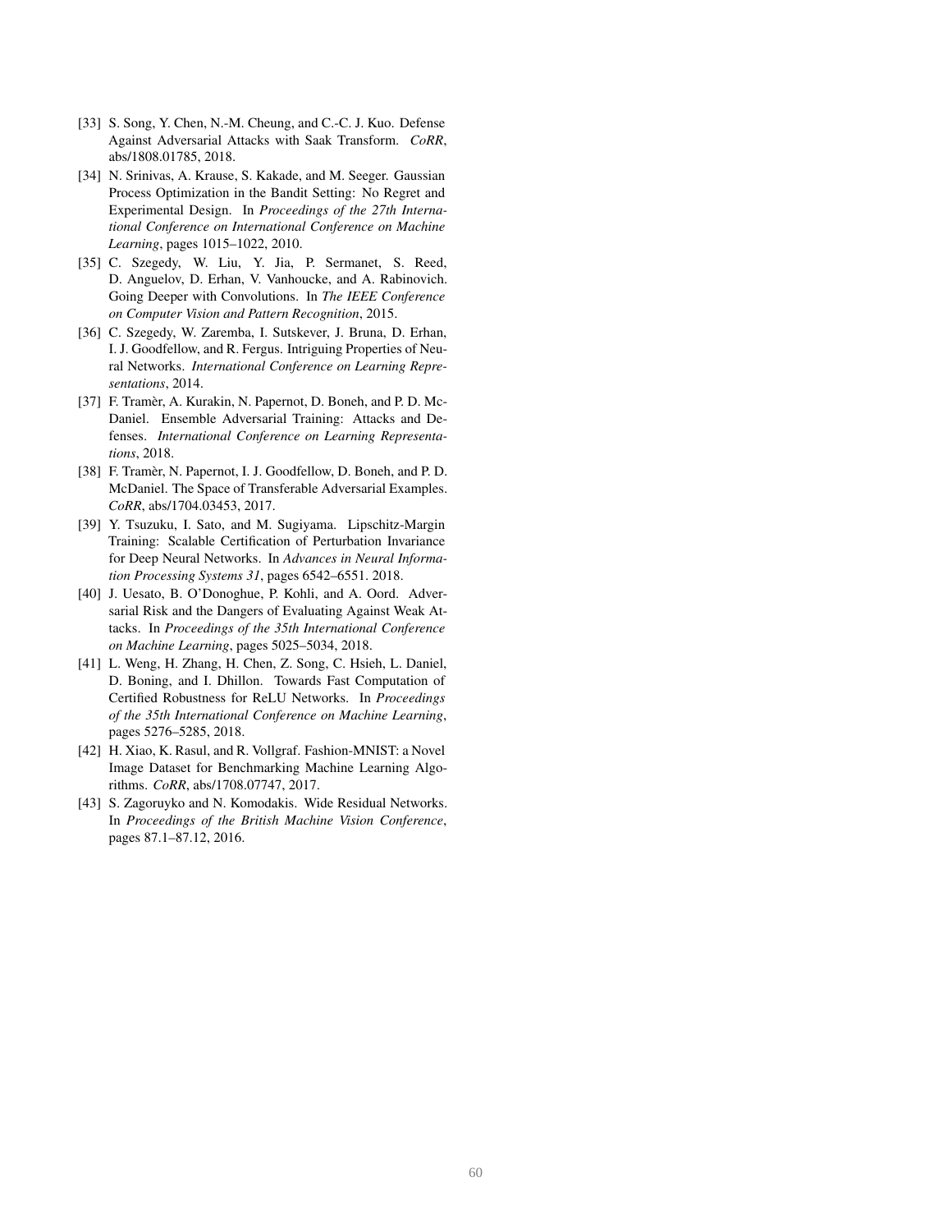[33] S. Song, Y. Chen, N.-M. Cheung, and C.-C. J. Kuo. Defense Against Adversarial Attacks with Saak Transform. *CoRR*, abs/1808.01785, 2018.

[34] N. Srinivas, A. Krause, S. Kakade, and M. Seeger. Gaussian Process Optimization in the Bandit Setting: No Regret and Experimental Design. In *Proceedings of the 27th International Conference on International Conference on Machine Learning*, pages 1015–1022, 2010.

[35] C. Szegedy, W. Liu, Y. Jia, P. Sermanet, S. Reed, D. Anguelov, D. Erhan, V. Vanhoucke, and A. Rabinovich. Going Deeper with Convolutions. In *The IEEE Conference on Computer Vision and Pattern Recognition*, 2015.

[36] C. Szegedy, W. Zaremba, I. Sutskever, J. Bruna, D. Erhan, I. J. Goodfellow, and R. Fergus. Intriguing Properties of Neural Networks. *International Conference on Learning Representations*, 2014.

[37] F. Tramèr, A. Kurakin, N. Papernot, D. Boneh, and P. D. McDaniel. Ensemble Adversarial Training: Attacks and Defenses. *International Conference on Learning Representations*, 2018.

[38] F. Tramèr, N. Papernot, I. J. Goodfellow, D. Boneh, and P. D. McDaniel. The Space of Transferable Adversarial Examples. *CoRR*, abs/1704.03453, 2017.

[39] Y. Tsuzuku, I. Sato, and M. Sugiyama. Lipschitz-Margin Training: Scalable Certification of Perturbation Invariance for Deep Neural Networks. In *Advances in Neural Information Processing Systems 31*, pages 6542–6551. 2018.

[40] J. Uesato, B. O'Donoghue, P. Kohli, and A. Oord. Adversarial Risk and the Dangers of Evaluating Against Weak Attacks. In *Proceedings of the 35th International Conference on Machine Learning*, pages 5025–5034, 2018.

[41] L. Weng, H. Zhang, H. Chen, Z. Song, C. Hsieh, L. Daniel, D. Boning, and I. Dhillon. Towards Fast Computation of Certified Robustness for ReLU Networks. In *Proceedings of the 35th International Conference on Machine Learning*, pages 5276–5285, 2018.

[42] H. Xiao, K. Rasul, and R. Vollgraf. Fashion-MNIST: a Novel Image Dataset for Benchmarking Machine Learning Algorithms. *CoRR*, abs/1708.07747, 2017.

[43] S. Zagoruyko and N. Komodakis. Wide Residual Networks. In *Proceedings of the British Machine Vision Conference*, pages 87.1–87.12, 2016.